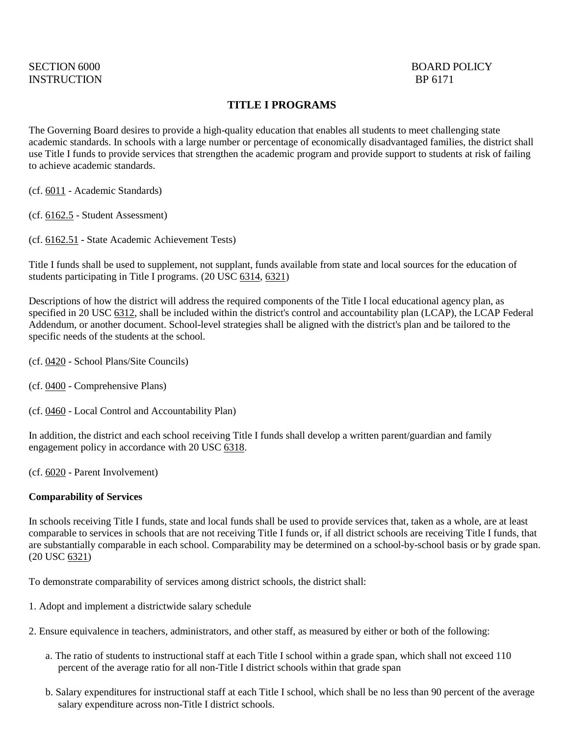SECTION 6000
INSTRUCTION

BOARD POLICY
BP 6171

# TITLE I PROGRAMS

The Governing Board desires to provide a high-quality education that enables all students to meet challenging state academic standards. In schools with a large number or percentage of economically disadvantaged families, the district shall use Title I funds to provide services that strengthen the academic program and provide support to students at risk of failing to achieve academic standards.

(cf. 6011 - Academic Standards)

(cf. 6162.5 - Student Assessment)

(cf. 6162.51 - State Academic Achievement Tests)

Title I funds shall be used to supplement, not supplant, funds available from state and local sources for the education of students participating in Title I programs. (20 USC 6314, 6321)

Descriptions of how the district will address the required components of the Title I local educational agency plan, as specified in 20 USC 6312, shall be included within the district's control and accountability plan (LCAP), the LCAP Federal Addendum, or another document. School-level strategies shall be aligned with the district's plan and be tailored to the specific needs of the students at the school.

(cf. 0420 - School Plans/Site Councils)

(cf. 0400 - Comprehensive Plans)

(cf. 0460 - Local Control and Accountability Plan)

In addition, the district and each school receiving Title I funds shall develop a written parent/guardian and family engagement policy in accordance with 20 USC 6318.

(cf. 6020 - Parent Involvement)

**Comparability of Services**

In schools receiving Title I funds, state and local funds shall be used to provide services that, taken as a whole, are at least comparable to services in schools that are not receiving Title I funds or, if all district schools are receiving Title I funds, that are substantially comparable in each school. Comparability may be determined on a school-by-school basis or by grade span. (20 USC 6321)

To demonstrate comparability of services among district schools, the district shall:

1. Adopt and implement a districtwide salary schedule

2. Ensure equivalence in teachers, administrators, and other staff, as measured by either or both of the following:

   a. The ratio of students to instructional staff at each Title I school within a grade span, which shall not exceed 110 percent of the average ratio for all non-Title I district schools within that grade span

   b. Salary expenditures for instructional staff at each Title I school, which shall be no less than 90 percent of the average salary expenditure across non-Title I district schools.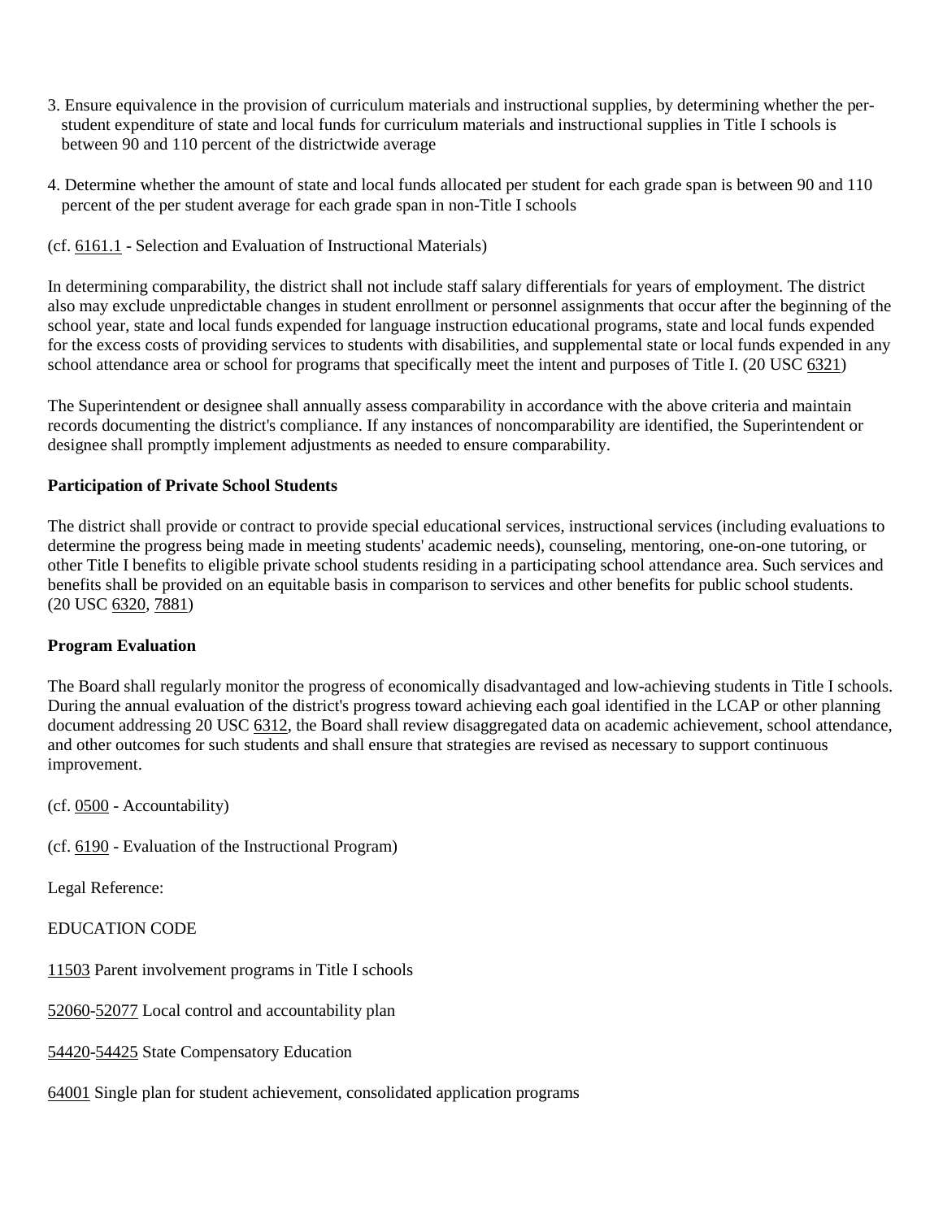3. Ensure equivalence in the provision of curriculum materials and instructional supplies, by determining whether the per-student expenditure of state and local funds for curriculum materials and instructional supplies in Title I schools is between 90 and 110 percent of the districtwide average

4. Determine whether the amount of state and local funds allocated per student for each grade span is between 90 and 110 percent of the per student average for each grade span in non-Title I schools

(cf. 6161.1 - Selection and Evaluation of Instructional Materials)

In determining comparability, the district shall not include staff salary differentials for years of employment. The district also may exclude unpredictable changes in student enrollment or personnel assignments that occur after the beginning of the school year, state and local funds expended for language instruction educational programs, state and local funds expended for the excess costs of providing services to students with disabilities, and supplemental state or local funds expended in any school attendance area or school for programs that specifically meet the intent and purposes of Title I. (20 USC 6321)

The Superintendent or designee shall annually assess comparability in accordance with the above criteria and maintain records documenting the district's compliance. If any instances of noncomparability are identified, the Superintendent or designee shall promptly implement adjustments as needed to ensure comparability.

**Participation of Private School Students**

The district shall provide or contract to provide special educational services, instructional services (including evaluations to determine the progress being made in meeting students' academic needs), counseling, mentoring, one-on-one tutoring, or other Title I benefits to eligible private school students residing in a participating school attendance area. Such services and benefits shall be provided on an equitable basis in comparison to services and other benefits for public school students. (20 USC 6320, 7881)

**Program Evaluation**

The Board shall regularly monitor the progress of economically disadvantaged and low-achieving students in Title I schools. During the annual evaluation of the district's progress toward achieving each goal identified in the LCAP or other planning document addressing 20 USC 6312, the Board shall review disaggregated data on academic achievement, school attendance, and other outcomes for such students and shall ensure that strategies are revised as necessary to support continuous improvement.

(cf. 0500 - Accountability)

(cf. 6190 - Evaluation of the Instructional Program)

Legal Reference:

EDUCATION CODE

11503 Parent involvement programs in Title I schools

52060-52077 Local control and accountability plan

54420-54425 State Compensatory Education

64001 Single plan for student achievement, consolidated application programs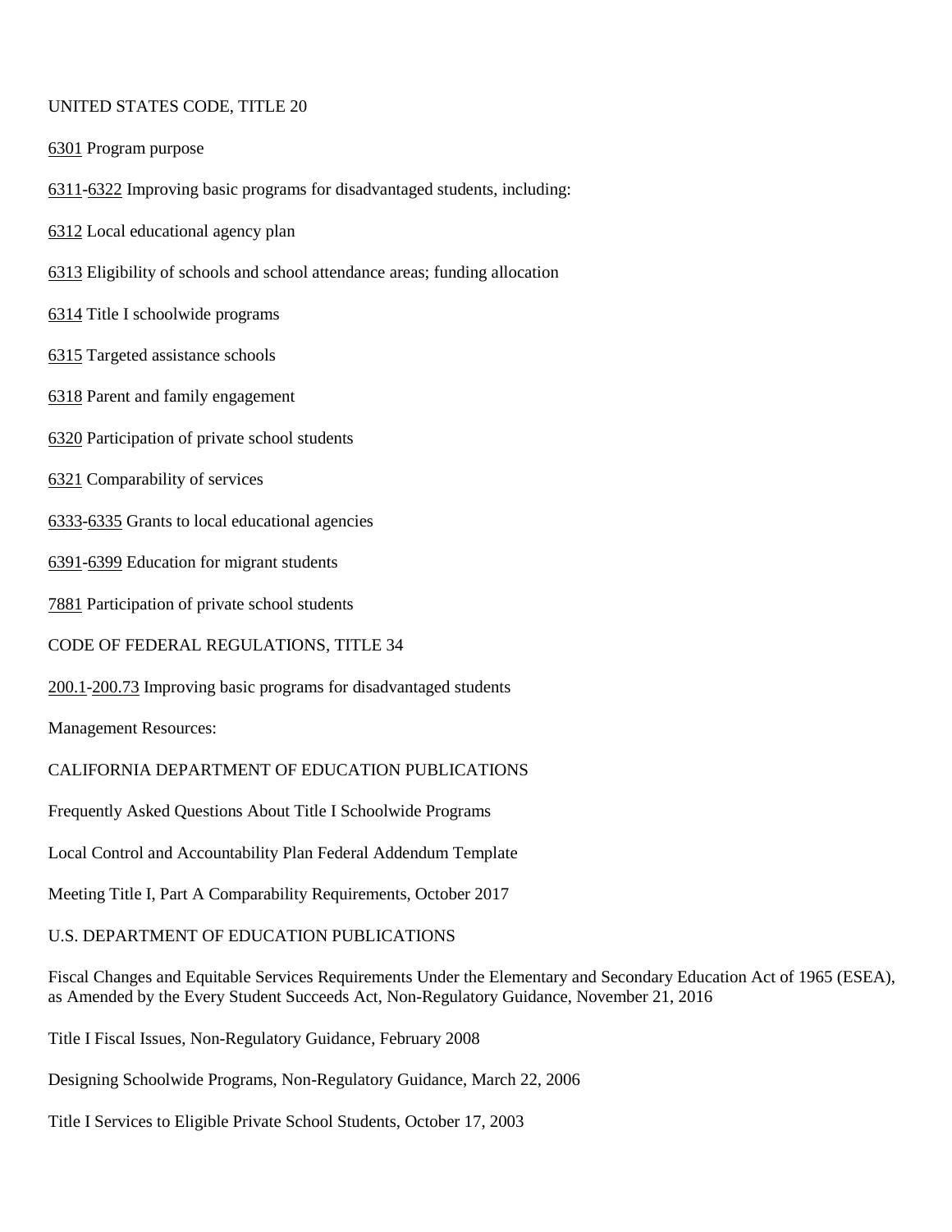UNITED STATES CODE, TITLE 20

6301 Program purpose

6311-6322 Improving basic programs for disadvantaged students, including:

6312 Local educational agency plan

6313 Eligibility of schools and school attendance areas; funding allocation

6314 Title I schoolwide programs

6315 Targeted assistance schools

6318 Parent and family engagement

6320 Participation of private school students

6321 Comparability of services

6333-6335 Grants to local educational agencies

6391-6399 Education for migrant students

7881 Participation of private school students

CODE OF FEDERAL REGULATIONS, TITLE 34

200.1-200.73 Improving basic programs for disadvantaged students

Management Resources:

CALIFORNIA DEPARTMENT OF EDUCATION PUBLICATIONS

Frequently Asked Questions About Title I Schoolwide Programs

Local Control and Accountability Plan Federal Addendum Template

Meeting Title I, Part A Comparability Requirements, October 2017

U.S. DEPARTMENT OF EDUCATION PUBLICATIONS

Fiscal Changes and Equitable Services Requirements Under the Elementary and Secondary Education Act of 1965 (ESEA), as Amended by the Every Student Succeeds Act, Non-Regulatory Guidance, November 21, 2016

Title I Fiscal Issues, Non-Regulatory Guidance, February 2008

Designing Schoolwide Programs, Non-Regulatory Guidance, March 22, 2006

Title I Services to Eligible Private School Students, October 17, 2003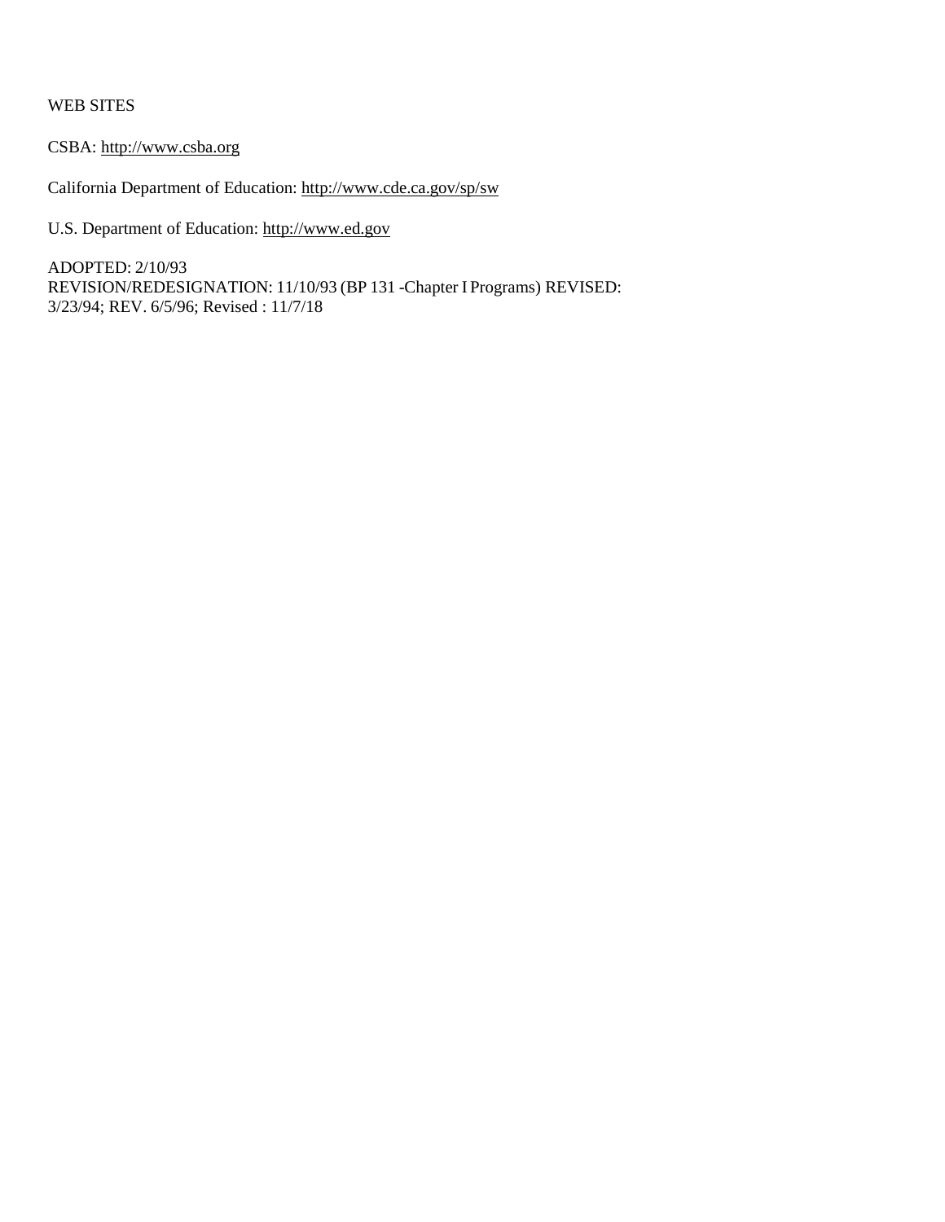WEB SITES

CSBA: http://www.csba.org

California Department of Education: http://www.cde.ca.gov/sp/sw

U.S. Department of Education: http://www.ed.gov

ADOPTED: 2/10/93
REVISION/REDESIGNATION: 11/10/93 (BP 131 -Chapter I Programs) REVISED: 3/23/94; REV. 6/5/96; Revised : 11/7/18